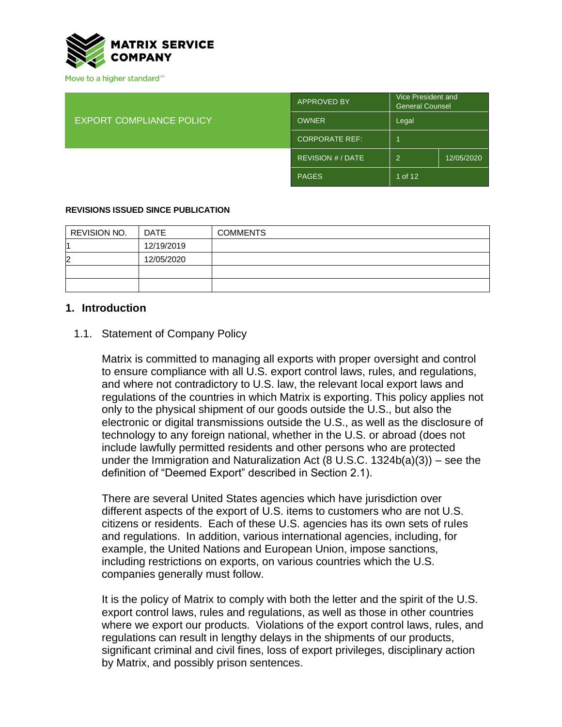MATRIX SERVICE COMPANY

Move to a higher standard℠

| EXPORT COMPLIANCE POLICY | APPROVED BY | Vice President and General Counsel | |
|---|---|---|---|
| | OWNER | Legal | |
| | CORPORATE REF: | 1 | |
| | REVISION # / DATE | 2 | 12/05/2020 |
| | PAGES | 1 of 12 | |

**REVISIONS ISSUED SINCE PUBLICATION**

| REVISION NO. | DATE | COMMENTS |
|---|---|---|
| 1 | 12/19/2019 | |
| 2 | 12/05/2020 | |
| | | |
| | | |

## 1. Introduction

### 1.1. Statement of Company Policy

Matrix is committed to managing all exports with proper oversight and control to ensure compliance with all U.S. export control laws, rules, and regulations, and where not contradictory to U.S. law, the relevant local export laws and regulations of the countries in which Matrix is exporting. This policy applies not only to the physical shipment of our goods outside the U.S., but also the electronic or digital transmissions outside the U.S., as well as the disclosure of technology to any foreign national, whether in the U.S. or abroad (does not include lawfully permitted residents and other persons who are protected under the Immigration and Naturalization Act (8 U.S.C. 1324b(a)(3)) – see the definition of "Deemed Export" described in Section 2.1).

There are several United States agencies which have jurisdiction over different aspects of the export of U.S. items to customers who are not U.S. citizens or residents. Each of these U.S. agencies has its own sets of rules and regulations. In addition, various international agencies, including, for example, the United Nations and European Union, impose sanctions, including restrictions on exports, on various countries which the U.S. companies generally must follow.

It is the policy of Matrix to comply with both the letter and the spirit of the U.S. export control laws, rules and regulations, as well as those in other countries where we export our products. Violations of the export control laws, rules, and regulations can result in lengthy delays in the shipments of our products, significant criminal and civil fines, loss of export privileges, disciplinary action by Matrix, and possibly prison sentences.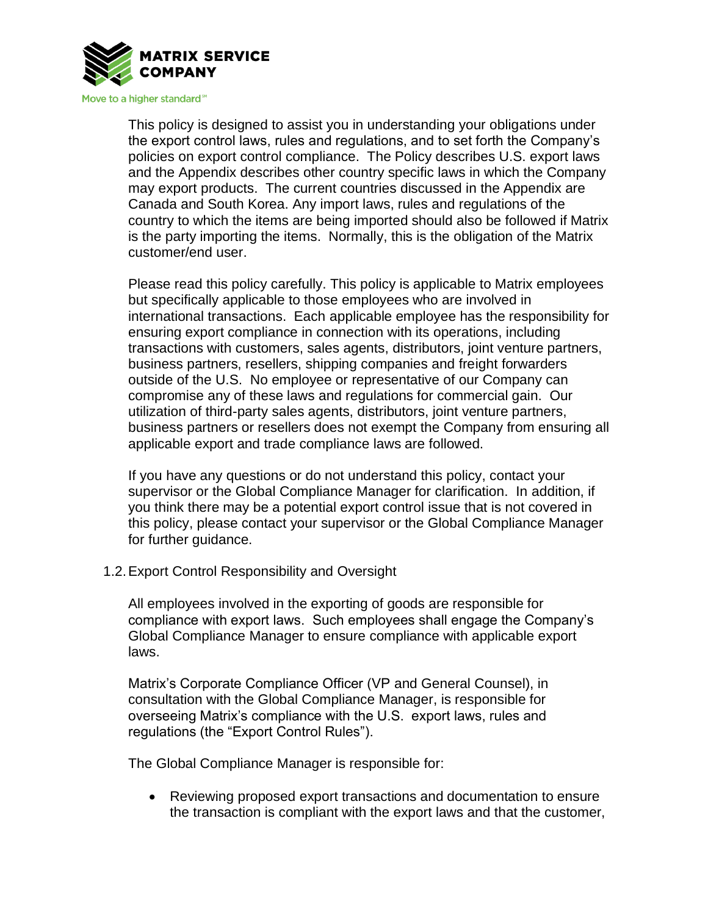This policy is designed to assist you in understanding your obligations under the export control laws, rules and regulations, and to set forth the Company's policies on export control compliance. The Policy describes U.S. export laws and the Appendix describes other country specific laws in which the Company may export products. The current countries discussed in the Appendix are Canada and South Korea. Any import laws, rules and regulations of the country to which the items are being imported should also be followed if Matrix is the party importing the items. Normally, this is the obligation of the Matrix customer/end user.

Please read this policy carefully. This policy is applicable to Matrix employees but specifically applicable to those employees who are involved in international transactions. Each applicable employee has the responsibility for ensuring export compliance in connection with its operations, including transactions with customers, sales agents, distributors, joint venture partners, business partners, resellers, shipping companies and freight forwarders outside of the U.S. No employee or representative of our Company can compromise any of these laws and regulations for commercial gain. Our utilization of third-party sales agents, distributors, joint venture partners, business partners or resellers does not exempt the Company from ensuring all applicable export and trade compliance laws are followed.

If you have any questions or do not understand this policy, contact your supervisor or the Global Compliance Manager for clarification. In addition, if you think there may be a potential export control issue that is not covered in this policy, please contact your supervisor or the Global Compliance Manager for further guidance.

## 1.2. Export Control Responsibility and Oversight

All employees involved in the exporting of goods are responsible for compliance with export laws. Such employees shall engage the Company's Global Compliance Manager to ensure compliance with applicable export laws.

Matrix's Corporate Compliance Officer (VP and General Counsel), in consultation with the Global Compliance Manager, is responsible for overseeing Matrix's compliance with the U.S. export laws, rules and regulations (the "Export Control Rules").

The Global Compliance Manager is responsible for:

- Reviewing proposed export transactions and documentation to ensure the transaction is compliant with the export laws and that the customer,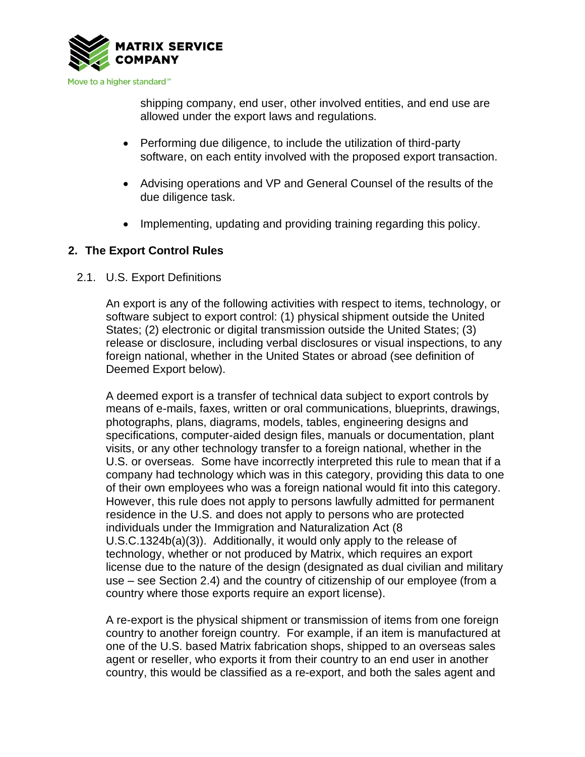shipping company, end user, other involved entities, and end use are allowed under the export laws and regulations.

- Performing due diligence, to include the utilization of third-party software, on each entity involved with the proposed export transaction.
- Advising operations and VP and General Counsel of the results of the due diligence task.
- Implementing, updating and providing training regarding this policy.

## 2. The Export Control Rules

### 2.1. U.S. Export Definitions

An export is any of the following activities with respect to items, technology, or software subject to export control: (1) physical shipment outside the United States; (2) electronic or digital transmission outside the United States; (3) release or disclosure, including verbal disclosures or visual inspections, to any foreign national, whether in the United States or abroad (see definition of Deemed Export below).

A deemed export is a transfer of technical data subject to export controls by means of e-mails, faxes, written or oral communications, blueprints, drawings, photographs, plans, diagrams, models, tables, engineering designs and specifications, computer-aided design files, manuals or documentation, plant visits, or any other technology transfer to a foreign national, whether in the U.S. or overseas. Some have incorrectly interpreted this rule to mean that if a company had technology which was in this category, providing this data to one of their own employees who was a foreign national would fit into this category. However, this rule does not apply to persons lawfully admitted for permanent residence in the U.S. and does not apply to persons who are protected individuals under the Immigration and Naturalization Act (8 U.S.C.1324b(a)(3)). Additionally, it would only apply to the release of technology, whether or not produced by Matrix, which requires an export license due to the nature of the design (designated as dual civilian and military use – see Section 2.4) and the country of citizenship of our employee (from a country where those exports require an export license).

A re-export is the physical shipment or transmission of items from one foreign country to another foreign country. For example, if an item is manufactured at one of the U.S. based Matrix fabrication shops, shipped to an overseas sales agent or reseller, who exports it from their country to an end user in another country, this would be classified as a re-export, and both the sales agent and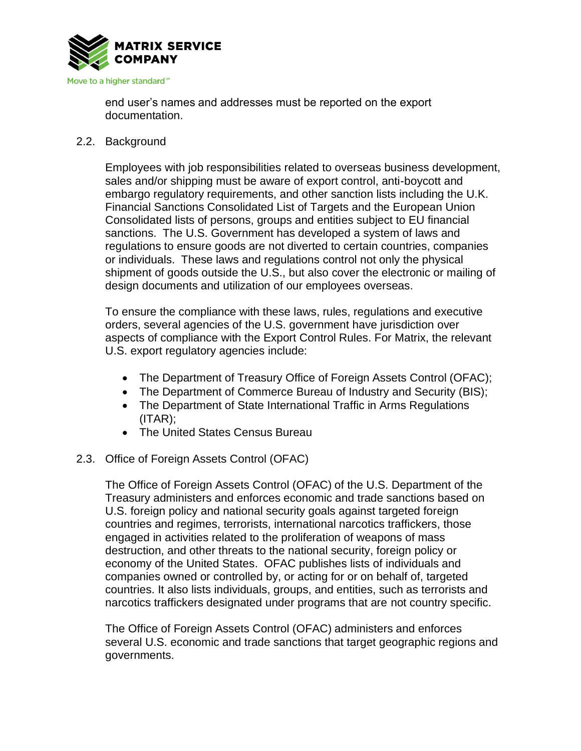end user's names and addresses must be reported on the export documentation.

### 2.2. Background

Employees with job responsibilities related to overseas business development, sales and/or shipping must be aware of export control, anti-boycott and embargo regulatory requirements, and other sanction lists including the U.K. Financial Sanctions Consolidated List of Targets and the European Union Consolidated lists of persons, groups and entities subject to EU financial sanctions. The U.S. Government has developed a system of laws and regulations to ensure goods are not diverted to certain countries, companies or individuals. These laws and regulations control not only the physical shipment of goods outside the U.S., but also cover the electronic or mailing of design documents and utilization of our employees overseas.

To ensure the compliance with these laws, rules, regulations and executive orders, several agencies of the U.S. government have jurisdiction over aspects of compliance with the Export Control Rules. For Matrix, the relevant U.S. export regulatory agencies include:

- The Department of Treasury Office of Foreign Assets Control (OFAC);
- The Department of Commerce Bureau of Industry and Security (BIS);
- The Department of State International Traffic in Arms Regulations (ITAR);
- The United States Census Bureau

### 2.3. Office of Foreign Assets Control (OFAC)

The Office of Foreign Assets Control (OFAC) of the U.S. Department of the Treasury administers and enforces economic and trade sanctions based on U.S. foreign policy and national security goals against targeted foreign countries and regimes, terrorists, international narcotics traffickers, those engaged in activities related to the proliferation of weapons of mass destruction, and other threats to the national security, foreign policy or economy of the United States. OFAC publishes lists of individuals and companies owned or controlled by, or acting for or on behalf of, targeted countries. It also lists individuals, groups, and entities, such as terrorists and narcotics traffickers designated under programs that are not country specific.

The Office of Foreign Assets Control (OFAC) administers and enforces several U.S. economic and trade sanctions that target geographic regions and governments.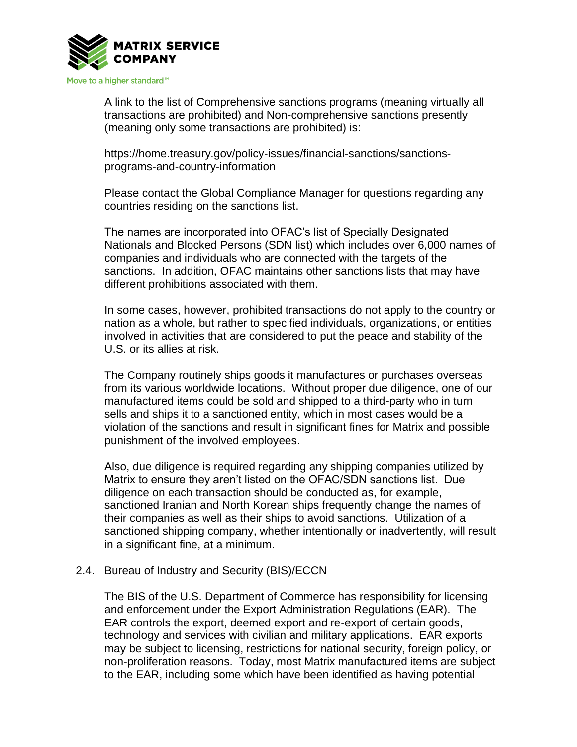A link to the list of Comprehensive sanctions programs (meaning virtually all transactions are prohibited) and Non-comprehensive sanctions presently (meaning only some transactions are prohibited) is:

https://home.treasury.gov/policy-issues/financial-sanctions/sanctions-programs-and-country-information

Please contact the Global Compliance Manager for questions regarding any countries residing on the sanctions list.

The names are incorporated into OFAC's list of Specially Designated Nationals and Blocked Persons (SDN list) which includes over 6,000 names of companies and individuals who are connected with the targets of the sanctions. In addition, OFAC maintains other sanctions lists that may have different prohibitions associated with them.

In some cases, however, prohibited transactions do not apply to the country or nation as a whole, but rather to specified individuals, organizations, or entities involved in activities that are considered to put the peace and stability of the U.S. or its allies at risk.

The Company routinely ships goods it manufactures or purchases overseas from its various worldwide locations. Without proper due diligence, one of our manufactured items could be sold and shipped to a third-party who in turn sells and ships it to a sanctioned entity, which in most cases would be a violation of the sanctions and result in significant fines for Matrix and possible punishment of the involved employees.

Also, due diligence is required regarding any shipping companies utilized by Matrix to ensure they aren't listed on the OFAC/SDN sanctions list. Due diligence on each transaction should be conducted as, for example, sanctioned Iranian and North Korean ships frequently change the names of their companies as well as their ships to avoid sanctions. Utilization of a sanctioned shipping company, whether intentionally or inadvertently, will result in a significant fine, at a minimum.

### 2.4. Bureau of Industry and Security (BIS)/ECCN

The BIS of the U.S. Department of Commerce has responsibility for licensing and enforcement under the Export Administration Regulations (EAR). The EAR controls the export, deemed export and re-export of certain goods, technology and services with civilian and military applications. EAR exports may be subject to licensing, restrictions for national security, foreign policy, or non-proliferation reasons. Today, most Matrix manufactured items are subject to the EAR, including some which have been identified as having potential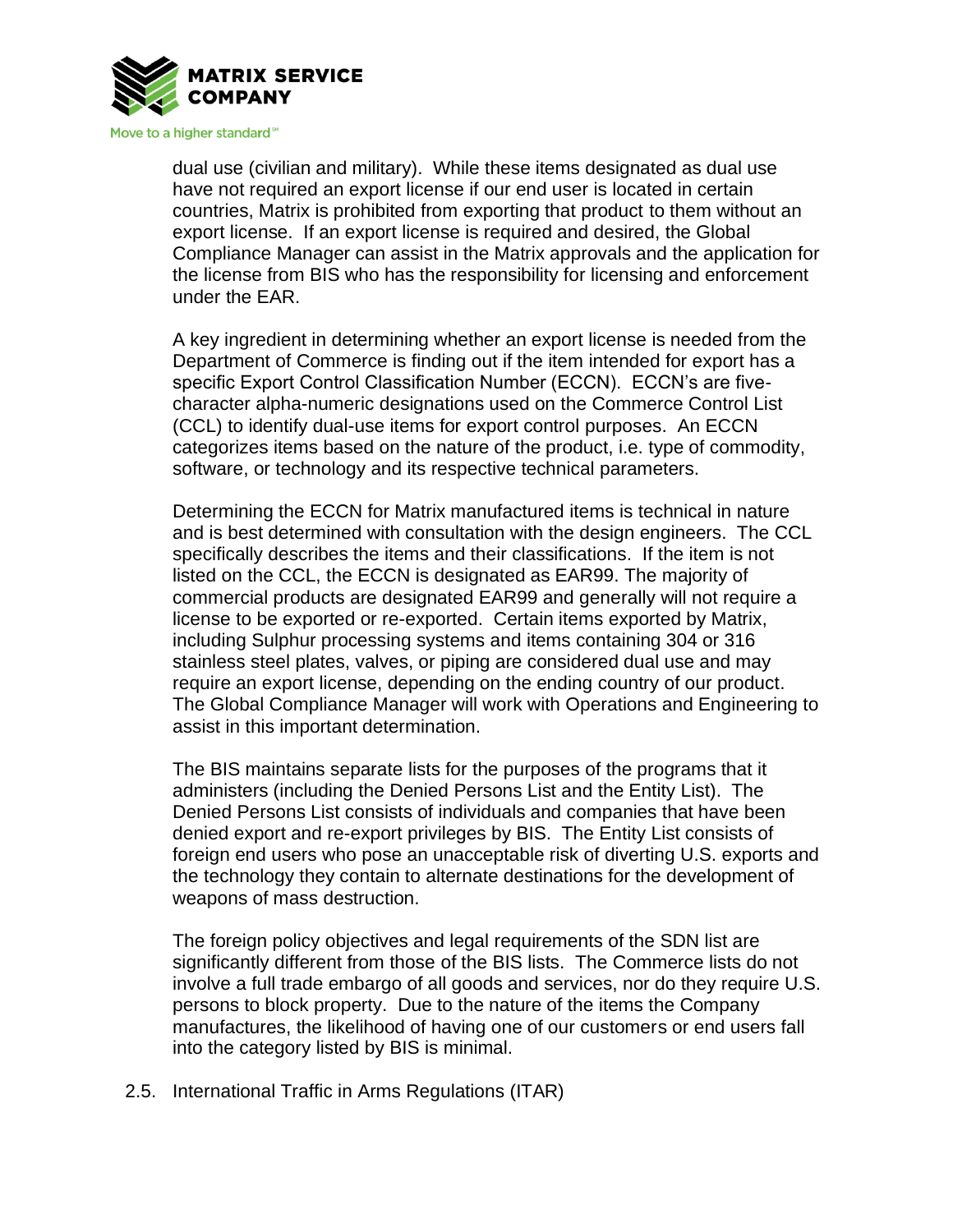dual use (civilian and military). While these items designated as dual use have not required an export license if our end user is located in certain countries, Matrix is prohibited from exporting that product to them without an export license. If an export license is required and desired, the Global Compliance Manager can assist in the Matrix approvals and the application for the license from BIS who has the responsibility for licensing and enforcement under the EAR.

A key ingredient in determining whether an export license is needed from the Department of Commerce is finding out if the item intended for export has a specific Export Control Classification Number (ECCN). ECCN's are five-character alpha-numeric designations used on the Commerce Control List (CCL) to identify dual-use items for export control purposes. An ECCN categorizes items based on the nature of the product, i.e. type of commodity, software, or technology and its respective technical parameters.

Determining the ECCN for Matrix manufactured items is technical in nature and is best determined with consultation with the design engineers. The CCL specifically describes the items and their classifications. If the item is not listed on the CCL, the ECCN is designated as EAR99. The majority of commercial products are designated EAR99 and generally will not require a license to be exported or re-exported. Certain items exported by Matrix, including Sulphur processing systems and items containing 304 or 316 stainless steel plates, valves, or piping are considered dual use and may require an export license, depending on the ending country of our product. The Global Compliance Manager will work with Operations and Engineering to assist in this important determination.

The BIS maintains separate lists for the purposes of the programs that it administers (including the Denied Persons List and the Entity List). The Denied Persons List consists of individuals and companies that have been denied export and re-export privileges by BIS. The Entity List consists of foreign end users who pose an unacceptable risk of diverting U.S. exports and the technology they contain to alternate destinations for the development of weapons of mass destruction.

The foreign policy objectives and legal requirements of the SDN list are significantly different from those of the BIS lists. The Commerce lists do not involve a full trade embargo of all goods and services, nor do they require U.S. persons to block property. Due to the nature of the items the Company manufactures, the likelihood of having one of our customers or end users fall into the category listed by BIS is minimal.

## 2.5. International Traffic in Arms Regulations (ITAR)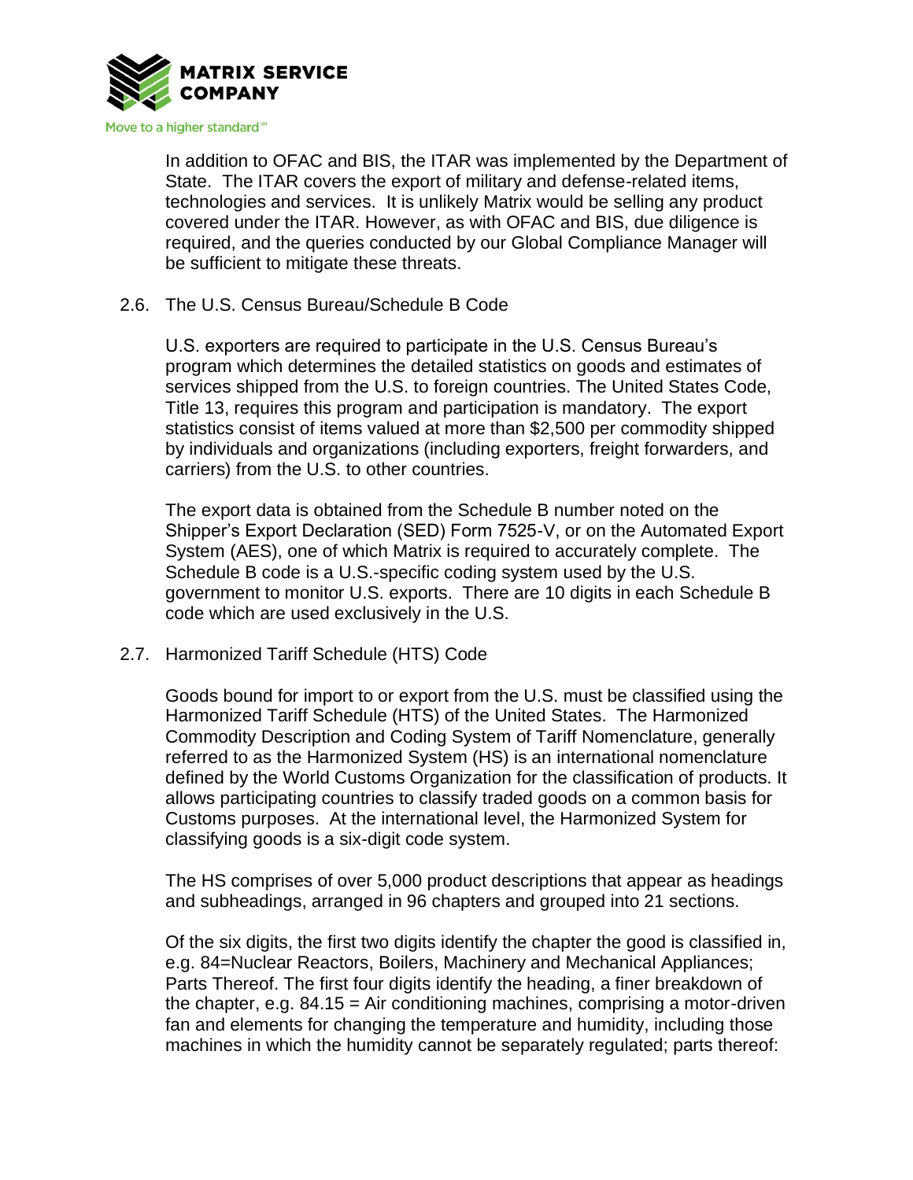In addition to OFAC and BIS, the ITAR was implemented by the Department of State. The ITAR covers the export of military and defense-related items, technologies and services. It is unlikely Matrix would be selling any product covered under the ITAR. However, as with OFAC and BIS, due diligence is required, and the queries conducted by our Global Compliance Manager will be sufficient to mitigate these threats.

### 2.6. The U.S. Census Bureau/Schedule B Code

U.S. exporters are required to participate in the U.S. Census Bureau's program which determines the detailed statistics on goods and estimates of services shipped from the U.S. to foreign countries. The United States Code, Title 13, requires this program and participation is mandatory. The export statistics consist of items valued at more than $2,500 per commodity shipped by individuals and organizations (including exporters, freight forwarders, and carriers) from the U.S. to other countries.

The export data is obtained from the Schedule B number noted on the Shipper's Export Declaration (SED) Form 7525-V, or on the Automated Export System (AES), one of which Matrix is required to accurately complete. The Schedule B code is a U.S.-specific coding system used by the U.S. government to monitor U.S. exports. There are 10 digits in each Schedule B code which are used exclusively in the U.S.

### 2.7. Harmonized Tariff Schedule (HTS) Code

Goods bound for import to or export from the U.S. must be classified using the Harmonized Tariff Schedule (HTS) of the United States. The Harmonized Commodity Description and Coding System of Tariff Nomenclature, generally referred to as the Harmonized System (HS) is an international nomenclature defined by the World Customs Organization for the classification of products. It allows participating countries to classify traded goods on a common basis for Customs purposes. At the international level, the Harmonized System for classifying goods is a six-digit code system.

The HS comprises of over 5,000 product descriptions that appear as headings and subheadings, arranged in 96 chapters and grouped into 21 sections.

Of the six digits, the first two digits identify the chapter the good is classified in, e.g. 84=Nuclear Reactors, Boilers, Machinery and Mechanical Appliances; Parts Thereof. The first four digits identify the heading, a finer breakdown of the chapter, e.g. 84.15 = Air conditioning machines, comprising a motor-driven fan and elements for changing the temperature and humidity, including those machines in which the humidity cannot be separately regulated; parts thereof: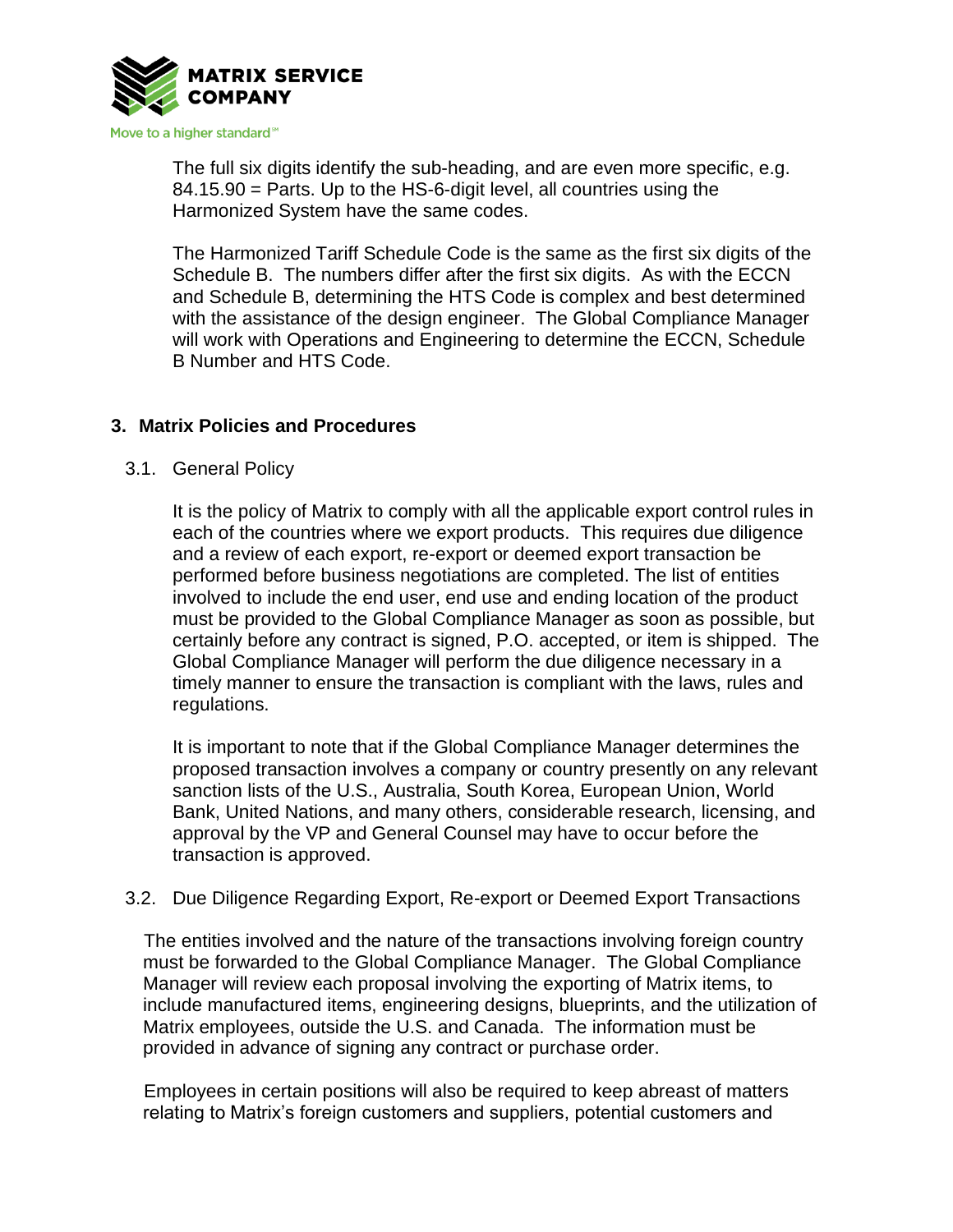The full six digits identify the sub-heading, and are even more specific, e.g. 84.15.90 = Parts. Up to the HS-6-digit level, all countries using the Harmonized System have the same codes.

The Harmonized Tariff Schedule Code is the same as the first six digits of the Schedule B. The numbers differ after the first six digits. As with the ECCN and Schedule B, determining the HTS Code is complex and best determined with the assistance of the design engineer. The Global Compliance Manager will work with Operations and Engineering to determine the ECCN, Schedule B Number and HTS Code.

## 3. Matrix Policies and Procedures

### 3.1. General Policy

It is the policy of Matrix to comply with all the applicable export control rules in each of the countries where we export products. This requires due diligence and a review of each export, re-export or deemed export transaction be performed before business negotiations are completed. The list of entities involved to include the end user, end use and ending location of the product must be provided to the Global Compliance Manager as soon as possible, but certainly before any contract is signed, P.O. accepted, or item is shipped. The Global Compliance Manager will perform the due diligence necessary in a timely manner to ensure the transaction is compliant with the laws, rules and regulations.

It is important to note that if the Global Compliance Manager determines the proposed transaction involves a company or country presently on any relevant sanction lists of the U.S., Australia, South Korea, European Union, World Bank, United Nations, and many others, considerable research, licensing, and approval by the VP and General Counsel may have to occur before the transaction is approved.

### 3.2. Due Diligence Regarding Export, Re-export or Deemed Export Transactions

The entities involved and the nature of the transactions involving foreign country must be forwarded to the Global Compliance Manager. The Global Compliance Manager will review each proposal involving the exporting of Matrix items, to include manufactured items, engineering designs, blueprints, and the utilization of Matrix employees, outside the U.S. and Canada. The information must be provided in advance of signing any contract or purchase order.

Employees in certain positions will also be required to keep abreast of matters relating to Matrix's foreign customers and suppliers, potential customers and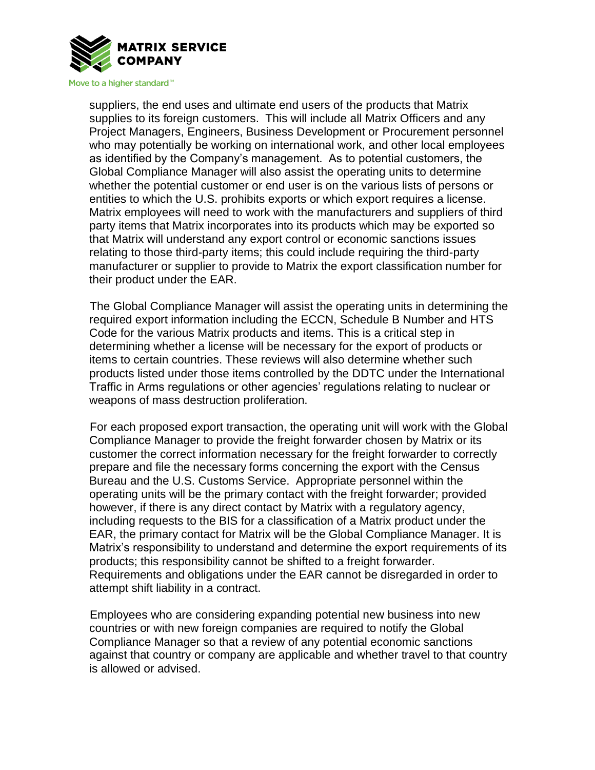suppliers, the end uses and ultimate end users of the products that Matrix supplies to its foreign customers. This will include all Matrix Officers and any Project Managers, Engineers, Business Development or Procurement personnel who may potentially be working on international work, and other local employees as identified by the Company's management. As to potential customers, the Global Compliance Manager will also assist the operating units to determine whether the potential customer or end user is on the various lists of persons or entities to which the U.S. prohibits exports or which export requires a license. Matrix employees will need to work with the manufacturers and suppliers of third party items that Matrix incorporates into its products which may be exported so that Matrix will understand any export control or economic sanctions issues relating to those third-party items; this could include requiring the third-party manufacturer or supplier to provide to Matrix the export classification number for their product under the EAR.

The Global Compliance Manager will assist the operating units in determining the required export information including the ECCN, Schedule B Number and HTS Code for the various Matrix products and items. This is a critical step in determining whether a license will be necessary for the export of products or items to certain countries. These reviews will also determine whether such products listed under those items controlled by the DDTC under the International Traffic in Arms regulations or other agencies' regulations relating to nuclear or weapons of mass destruction proliferation.

For each proposed export transaction, the operating unit will work with the Global Compliance Manager to provide the freight forwarder chosen by Matrix or its customer the correct information necessary for the freight forwarder to correctly prepare and file the necessary forms concerning the export with the Census Bureau and the U.S. Customs Service. Appropriate personnel within the operating units will be the primary contact with the freight forwarder; provided however, if there is any direct contact by Matrix with a regulatory agency, including requests to the BIS for a classification of a Matrix product under the EAR, the primary contact for Matrix will be the Global Compliance Manager. It is Matrix's responsibility to understand and determine the export requirements of its products; this responsibility cannot be shifted to a freight forwarder. Requirements and obligations under the EAR cannot be disregarded in order to attempt shift liability in a contract.

Employees who are considering expanding potential new business into new countries or with new foreign companies are required to notify the Global Compliance Manager so that a review of any potential economic sanctions against that country or company are applicable and whether travel to that country is allowed or advised.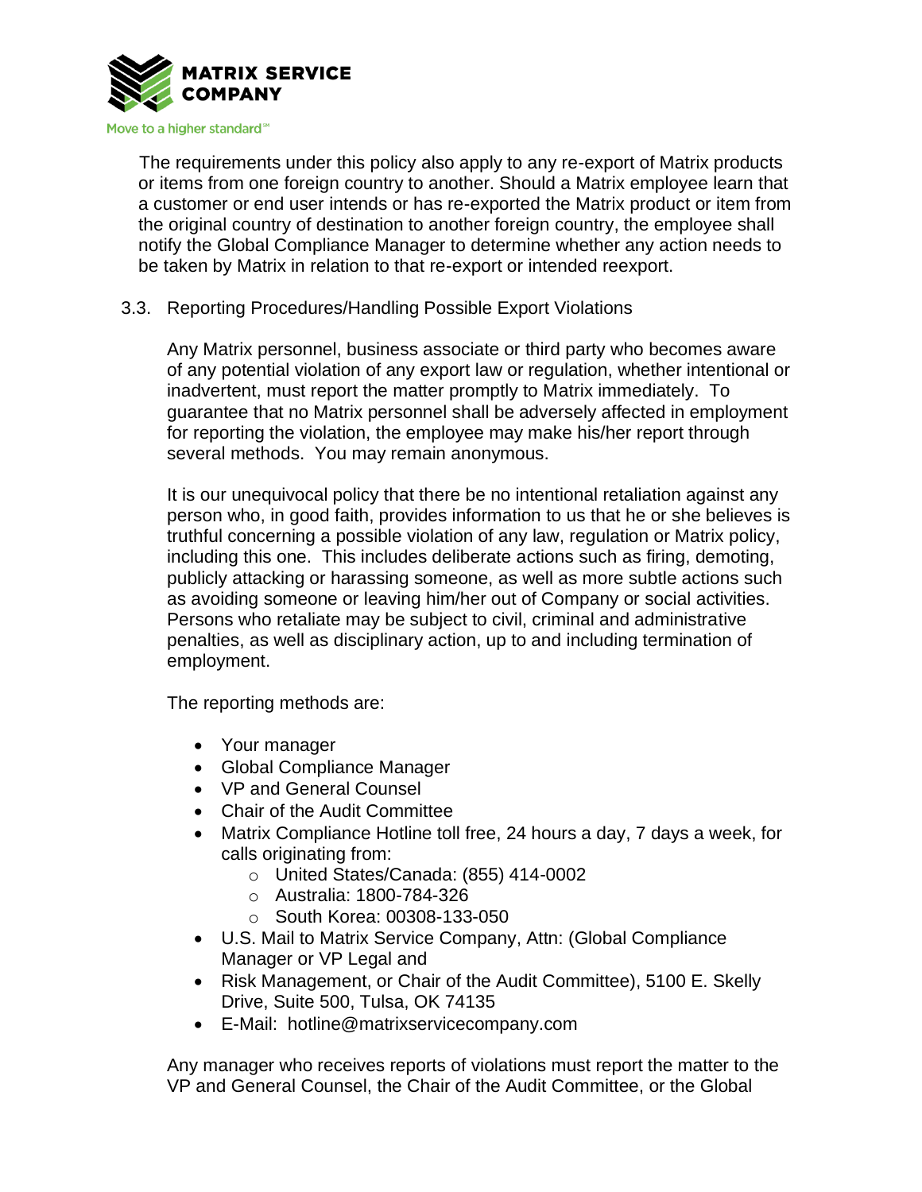The requirements under this policy also apply to any re-export of Matrix products or items from one foreign country to another. Should a Matrix employee learn that a customer or end user intends or has re-exported the Matrix product or item from the original country of destination to another foreign country, the employee shall notify the Global Compliance Manager to determine whether any action needs to be taken by Matrix in relation to that re-export or intended reexport.

### 3.3. Reporting Procedures/Handling Possible Export Violations

Any Matrix personnel, business associate or third party who becomes aware of any potential violation of any export law or regulation, whether intentional or inadvertent, must report the matter promptly to Matrix immediately. To guarantee that no Matrix personnel shall be adversely affected in employment for reporting the violation, the employee may make his/her report through several methods. You may remain anonymous.

It is our unequivocal policy that there be no intentional retaliation against any person who, in good faith, provides information to us that he or she believes is truthful concerning a possible violation of any law, regulation or Matrix policy, including this one. This includes deliberate actions such as firing, demoting, publicly attacking or harassing someone, as well as more subtle actions such as avoiding someone or leaving him/her out of Company or social activities. Persons who retaliate may be subject to civil, criminal and administrative penalties, as well as disciplinary action, up to and including termination of employment.

The reporting methods are:

- Your manager
- Global Compliance Manager
- VP and General Counsel
- Chair of the Audit Committee
- Matrix Compliance Hotline toll free, 24 hours a day, 7 days a week, for calls originating from:
  - United States/Canada: (855) 414-0002
  - Australia: 1800-784-326
  - South Korea: 00308-133-050
- U.S. Mail to Matrix Service Company, Attn: (Global Compliance Manager or VP Legal and
- Risk Management, or Chair of the Audit Committee), 5100 E. Skelly Drive, Suite 500, Tulsa, OK 74135
- E-Mail: hotline@matrixservicecompany.com

Any manager who receives reports of violations must report the matter to the VP and General Counsel, the Chair of the Audit Committee, or the Global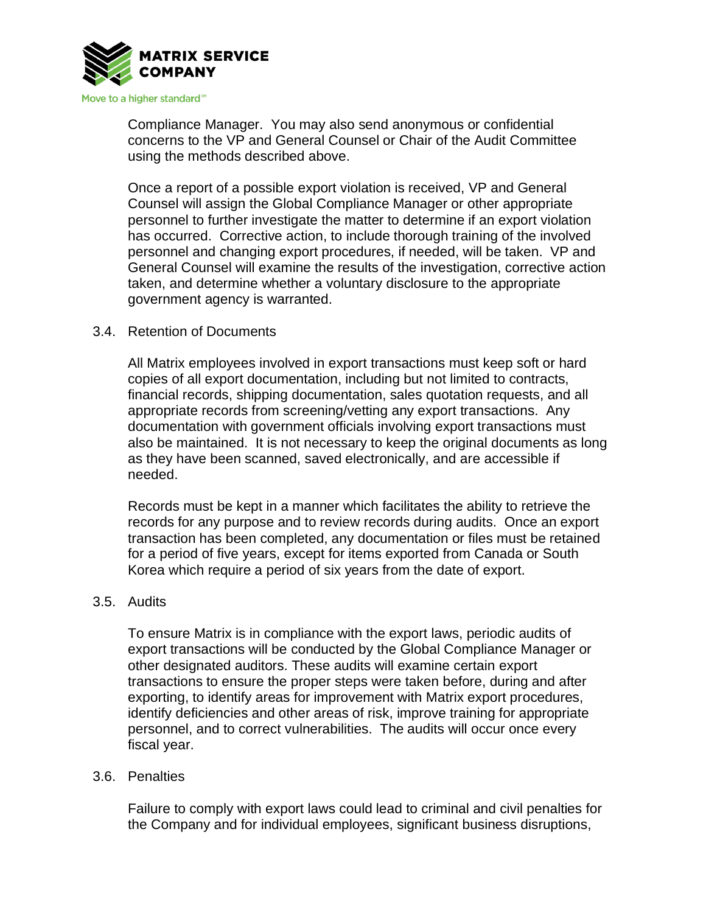Compliance Manager. You may also send anonymous or confidential concerns to the VP and General Counsel or Chair of the Audit Committee using the methods described above.

Once a report of a possible export violation is received, VP and General Counsel will assign the Global Compliance Manager or other appropriate personnel to further investigate the matter to determine if an export violation has occurred. Corrective action, to include thorough training of the involved personnel and changing export procedures, if needed, will be taken. VP and General Counsel will examine the results of the investigation, corrective action taken, and determine whether a voluntary disclosure to the appropriate government agency is warranted.

### 3.4. Retention of Documents

All Matrix employees involved in export transactions must keep soft or hard copies of all export documentation, including but not limited to contracts, financial records, shipping documentation, sales quotation requests, and all appropriate records from screening/vetting any export transactions. Any documentation with government officials involving export transactions must also be maintained. It is not necessary to keep the original documents as long as they have been scanned, saved electronically, and are accessible if needed.

Records must be kept in a manner which facilitates the ability to retrieve the records for any purpose and to review records during audits. Once an export transaction has been completed, any documentation or files must be retained for a period of five years, except for items exported from Canada or South Korea which require a period of six years from the date of export.

### 3.5. Audits

To ensure Matrix is in compliance with the export laws, periodic audits of export transactions will be conducted by the Global Compliance Manager or other designated auditors. These audits will examine certain export transactions to ensure the proper steps were taken before, during and after exporting, to identify areas for improvement with Matrix export procedures, identify deficiencies and other areas of risk, improve training for appropriate personnel, and to correct vulnerabilities. The audits will occur once every fiscal year.

### 3.6. Penalties

Failure to comply with export laws could lead to criminal and civil penalties for the Company and for individual employees, significant business disruptions,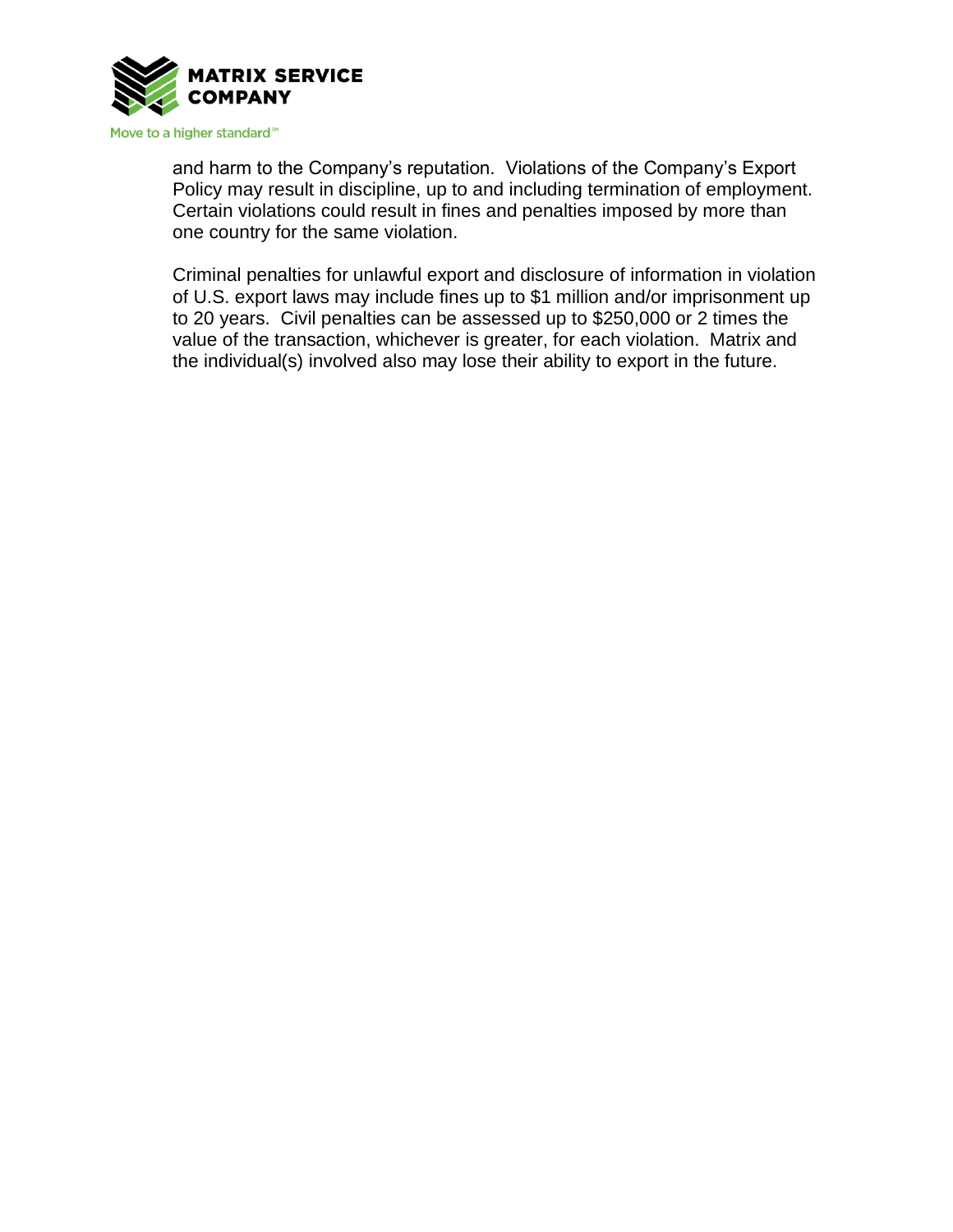and harm to the Company's reputation. Violations of the Company's Export Policy may result in discipline, up to and including termination of employment. Certain violations could result in fines and penalties imposed by more than one country for the same violation.

Criminal penalties for unlawful export and disclosure of information in violation of U.S. export laws may include fines up to $1 million and/or imprisonment up to 20 years. Civil penalties can be assessed up to $250,000 or 2 times the value of the transaction, whichever is greater, for each violation. Matrix and the individual(s) involved also may lose their ability to export in the future.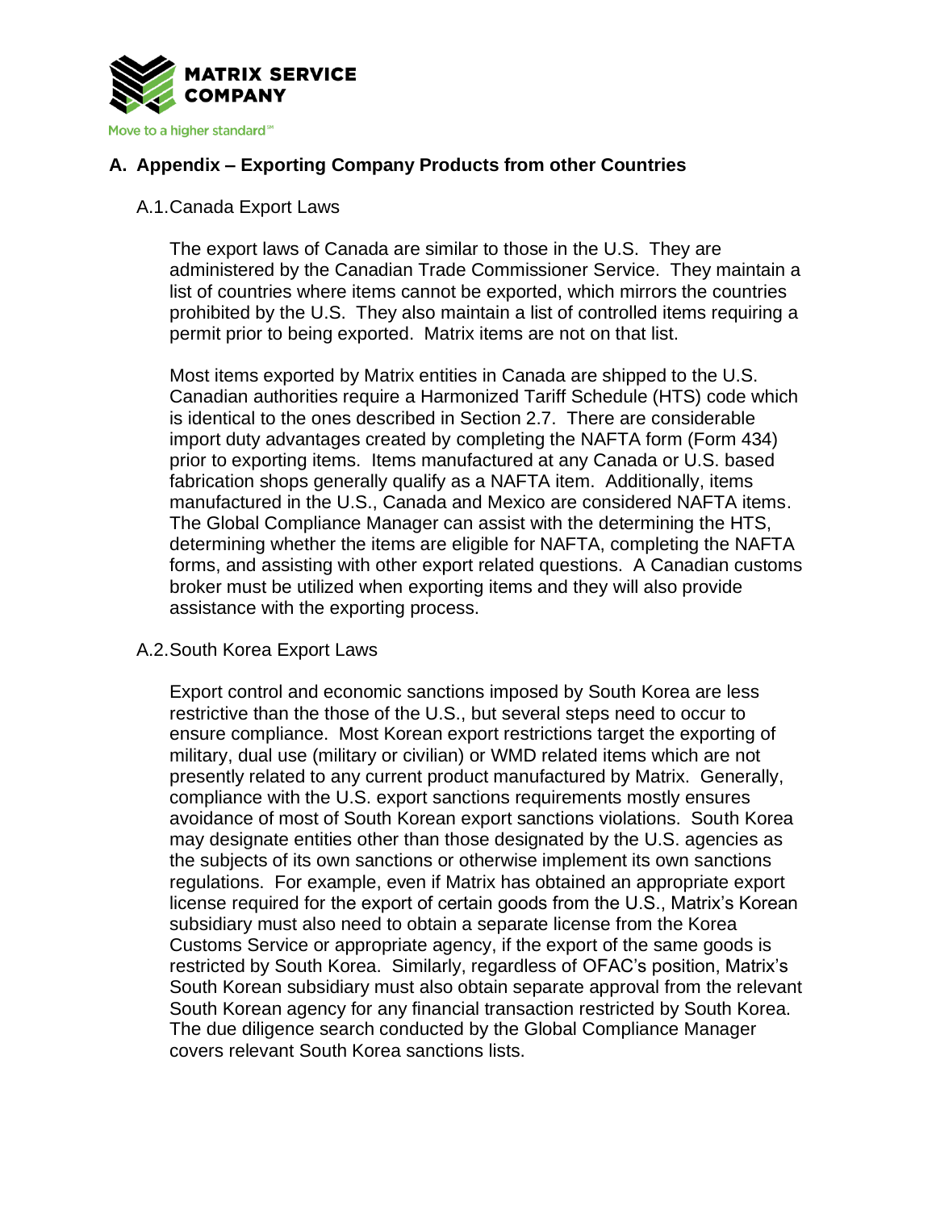## A. Appendix – Exporting Company Products from other Countries

### A.1. Canada Export Laws

The export laws of Canada are similar to those in the U.S. They are administered by the Canadian Trade Commissioner Service. They maintain a list of countries where items cannot be exported, which mirrors the countries prohibited by the U.S. They also maintain a list of controlled items requiring a permit prior to being exported. Matrix items are not on that list.

Most items exported by Matrix entities in Canada are shipped to the U.S. Canadian authorities require a Harmonized Tariff Schedule (HTS) code which is identical to the ones described in Section 2.7. There are considerable import duty advantages created by completing the NAFTA form (Form 434) prior to exporting items. Items manufactured at any Canada or U.S. based fabrication shops generally qualify as a NAFTA item. Additionally, items manufactured in the U.S., Canada and Mexico are considered NAFTA items. The Global Compliance Manager can assist with the determining the HTS, determining whether the items are eligible for NAFTA, completing the NAFTA forms, and assisting with other export related questions. A Canadian customs broker must be utilized when exporting items and they will also provide assistance with the exporting process.

### A.2. South Korea Export Laws

Export control and economic sanctions imposed by South Korea are less restrictive than the those of the U.S., but several steps need to occur to ensure compliance. Most Korean export restrictions target the exporting of military, dual use (military or civilian) or WMD related items which are not presently related to any current product manufactured by Matrix. Generally, compliance with the U.S. export sanctions requirements mostly ensures avoidance of most of South Korean export sanctions violations. South Korea may designate entities other than those designated by the U.S. agencies as the subjects of its own sanctions or otherwise implement its own sanctions regulations. For example, even if Matrix has obtained an appropriate export license required for the export of certain goods from the U.S., Matrix's Korean subsidiary must also need to obtain a separate license from the Korea Customs Service or appropriate agency, if the export of the same goods is restricted by South Korea. Similarly, regardless of OFAC's position, Matrix's South Korean subsidiary must also obtain separate approval from the relevant South Korean agency for any financial transaction restricted by South Korea. The due diligence search conducted by the Global Compliance Manager covers relevant South Korea sanctions lists.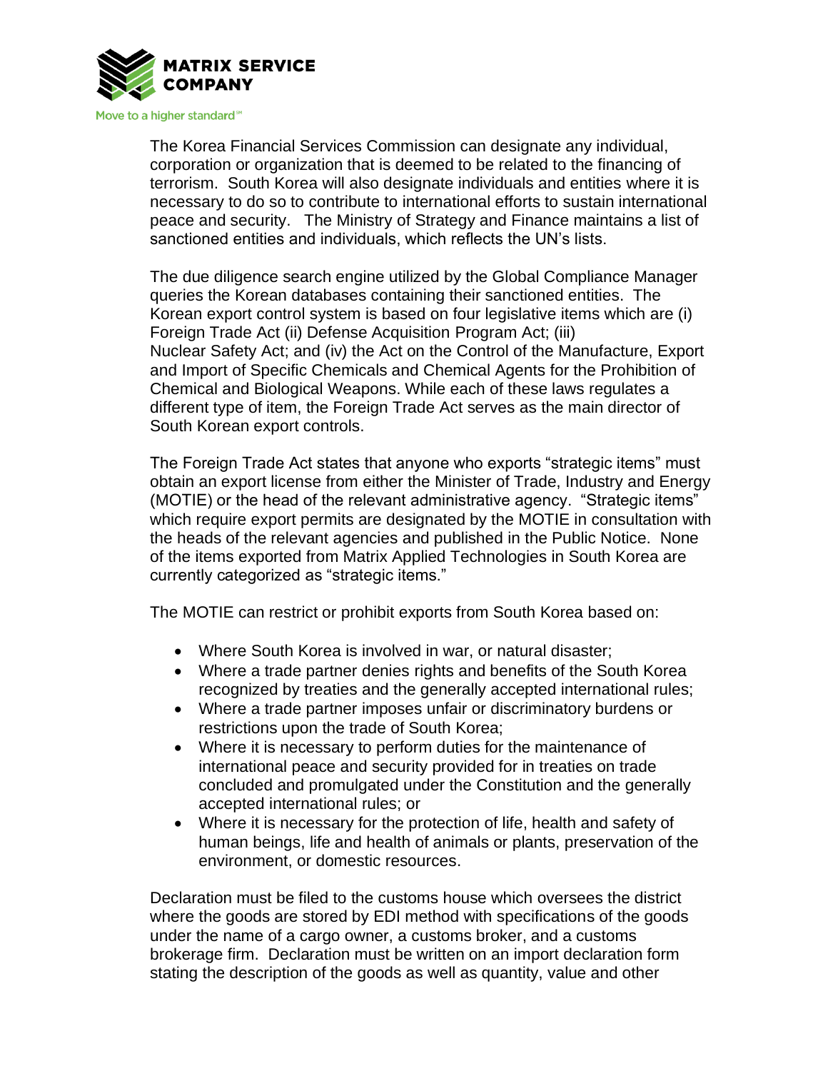The Korea Financial Services Commission can designate any individual, corporation or organization that is deemed to be related to the financing of terrorism. South Korea will also designate individuals and entities where it is necessary to do so to contribute to international efforts to sustain international peace and security. The Ministry of Strategy and Finance maintains a list of sanctioned entities and individuals, which reflects the UN's lists.

The due diligence search engine utilized by the Global Compliance Manager queries the Korean databases containing their sanctioned entities. The Korean export control system is based on four legislative items which are (i) Foreign Trade Act (ii) Defense Acquisition Program Act; (iii) Nuclear Safety Act; and (iv) the Act on the Control of the Manufacture, Export and Import of Specific Chemicals and Chemical Agents for the Prohibition of Chemical and Biological Weapons. While each of these laws regulates a different type of item, the Foreign Trade Act serves as the main director of South Korean export controls.

The Foreign Trade Act states that anyone who exports "strategic items" must obtain an export license from either the Minister of Trade, Industry and Energy (MOTIE) or the head of the relevant administrative agency. "Strategic items" which require export permits are designated by the MOTIE in consultation with the heads of the relevant agencies and published in the Public Notice. None of the items exported from Matrix Applied Technologies in South Korea are currently categorized as "strategic items."

The MOTIE can restrict or prohibit exports from South Korea based on:

- Where South Korea is involved in war, or natural disaster;
- Where a trade partner denies rights and benefits of the South Korea recognized by treaties and the generally accepted international rules;
- Where a trade partner imposes unfair or discriminatory burdens or restrictions upon the trade of South Korea;
- Where it is necessary to perform duties for the maintenance of international peace and security provided for in treaties on trade concluded and promulgated under the Constitution and the generally accepted international rules; or
- Where it is necessary for the protection of life, health and safety of human beings, life and health of animals or plants, preservation of the environment, or domestic resources.

Declaration must be filed to the customs house which oversees the district where the goods are stored by EDI method with specifications of the goods under the name of a cargo owner, a customs broker, and a customs brokerage firm. Declaration must be written on an import declaration form stating the description of the goods as well as quantity, value and other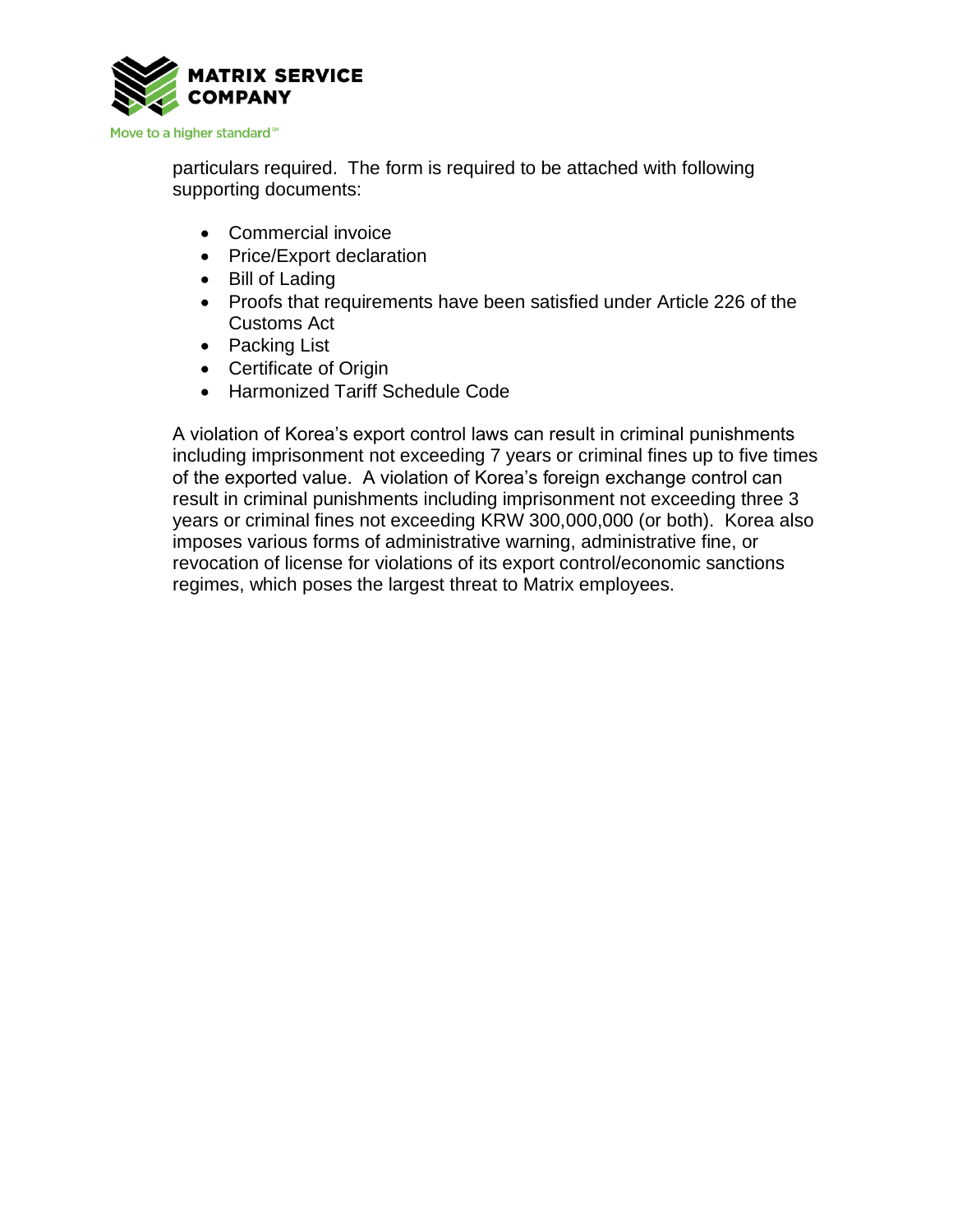particulars required. The form is required to be attached with following supporting documents:

- Commercial invoice
- Price/Export declaration
- Bill of Lading
- Proofs that requirements have been satisfied under Article 226 of the Customs Act
- Packing List
- Certificate of Origin
- Harmonized Tariff Schedule Code

A violation of Korea's export control laws can result in criminal punishments including imprisonment not exceeding 7 years or criminal fines up to five times of the exported value. A violation of Korea's foreign exchange control can result in criminal punishments including imprisonment not exceeding three 3 years or criminal fines not exceeding KRW 300,000,000 (or both). Korea also imposes various forms of administrative warning, administrative fine, or revocation of license for violations of its export control/economic sanctions regimes, which poses the largest threat to Matrix employees.